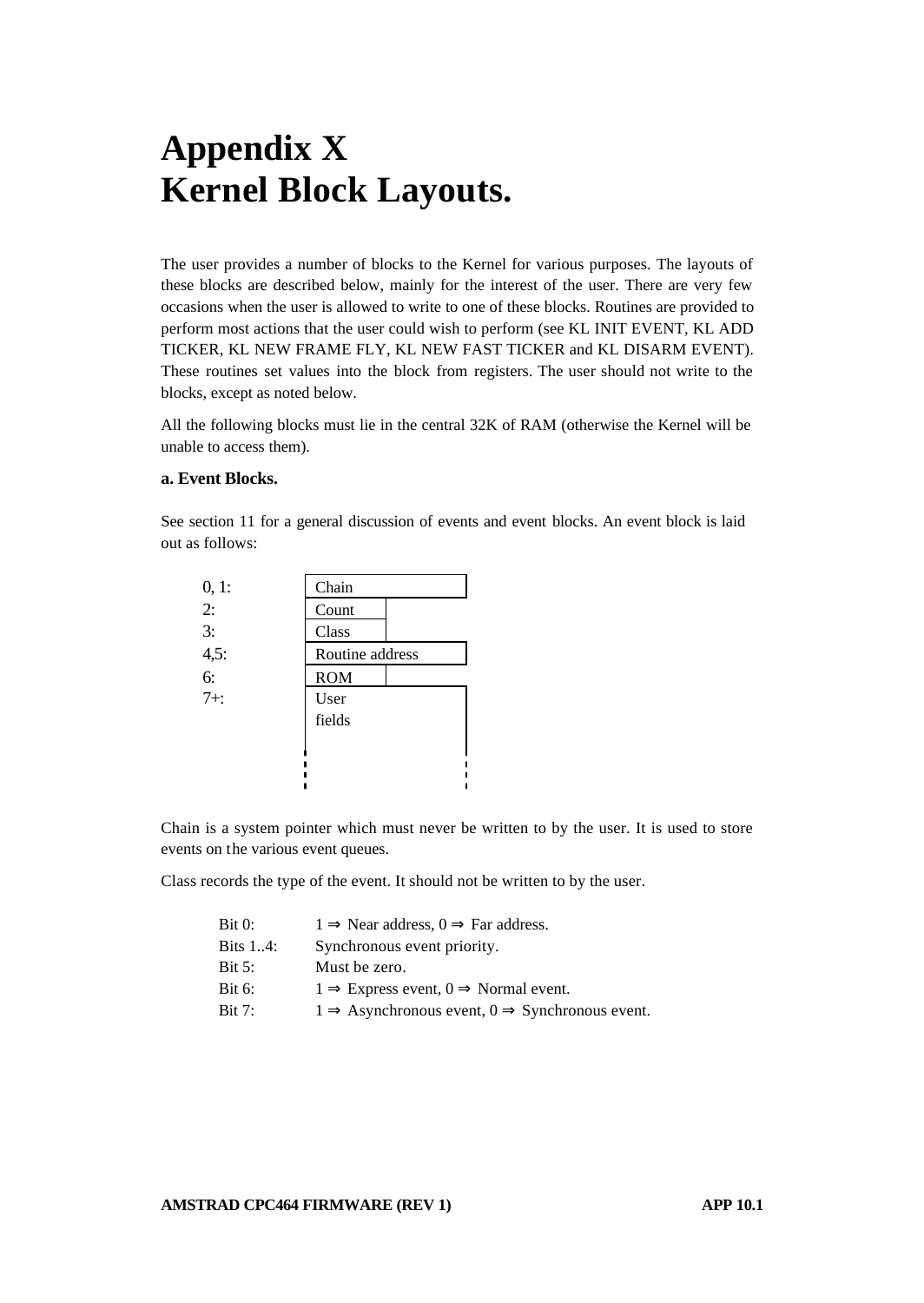# Appendix X
# Kernel Block Layouts.

The user provides a number of blocks to the Kernel for various purposes. The layouts of these blocks are described below, mainly for the interest of the user. There are very few occasions when the user is allowed to write to one of these blocks. Routines are provided to perform most actions that the user could wish to perform (see KL INIT EVENT, KL ADD TICKER, KL NEW FRAME FLY, KL NEW FAST TICKER and KL DISARM EVENT). These routines set values into the block from registers. The user should not write to the blocks, except as noted below.

All the following blocks must lie in the central 32K of RAM (otherwise the Kernel will be unable to access them).

**a. Event Blocks.**

See section 11 for a general discussion of events and event blocks. An event block is laid out as follows:

| Offset | Field |
|---|---|
| 0, 1: | Chain |
| 2: | Count |
| 3: | Class |
| 4,5: | Routine address |
| 6: | ROM |
| 7+: | User fields |

Chain is a system pointer which must never be written to by the user. It is used to store events on the various event queues.

Class records the type of the event. It should not be written to by the user.

| | |
|---|---|
| Bit 0: | 1 ⇒ Near address, 0 ⇒ Far address. |
| Bits 1..4: | Synchronous event priority. |
| Bit 5: | Must be zero. |
| Bit 6: | 1 ⇒ Express event, 0 ⇒ Normal event. |
| Bit 7: | 1 ⇒ Asynchronous event, 0 ⇒ Synchronous event. |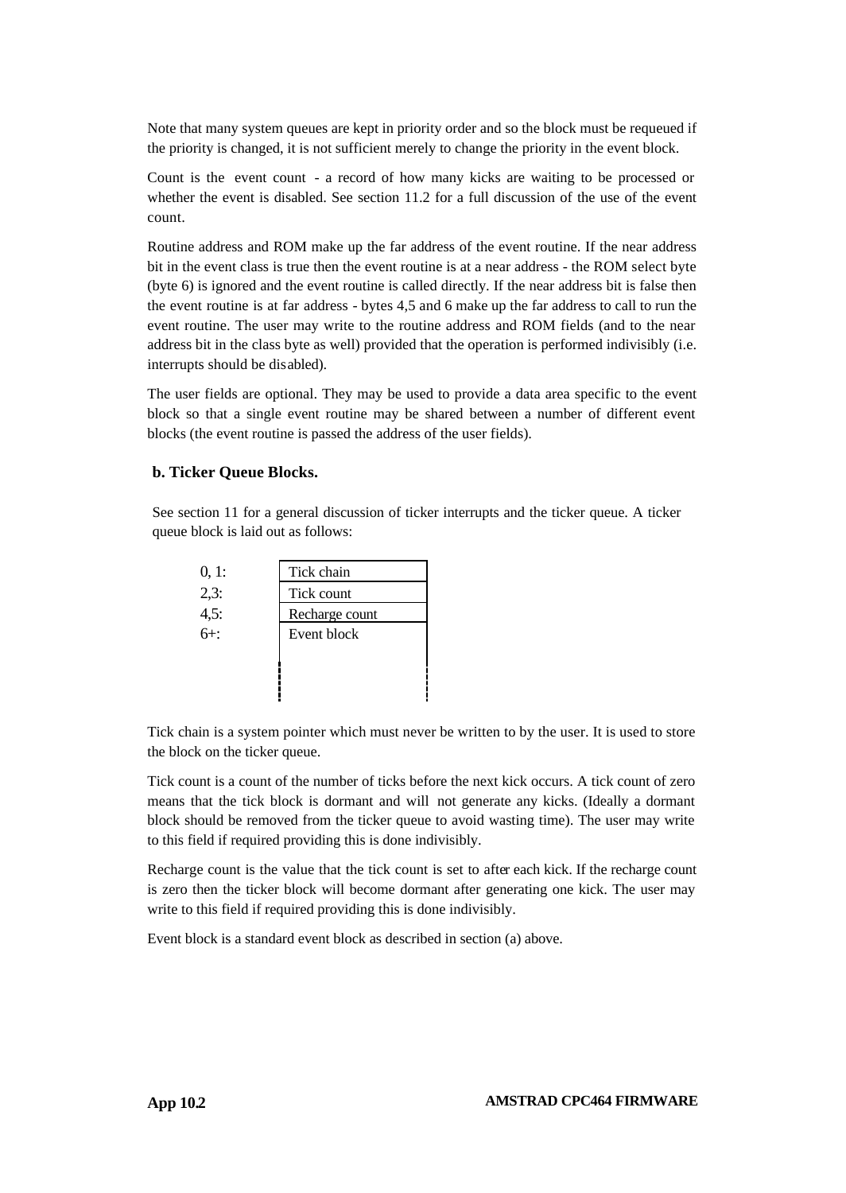Note that many system queues are kept in priority order and so the block must be requeued if the priority is changed, it is not sufficient merely to change the priority in the event block.

Count is the event count - a record of how many kicks are waiting to be processed or whether the event is disabled. See section 11.2 for a full discussion of the use of the event count.

Routine address and ROM make up the far address of the event routine. If the near address bit in the event class is true then the event routine is at a near address - the ROM select byte (byte 6) is ignored and the event routine is called directly. If the near address bit is false then the event routine is at far address - bytes 4,5 and 6 make up the far address to call to run the event routine. The user may write to the routine address and ROM fields (and to the near address bit in the class byte as well) provided that the operation is performed indivisibly (i.e. interrupts should be disabled).

The user fields are optional. They may be used to provide a data area specific to the event block so that a single event routine may be shared between a number of different event blocks (the event routine is passed the address of the user fields).

### b. Ticker Queue Blocks.

See section 11 for a general discussion of ticker interrupts and the ticker queue. A ticker queue block is laid out as follows:

| Bytes | Field |
|---|---|
| 0, 1: | Tick chain |
| 2,3: | Tick count |
| 4,5: | Recharge count |
| 6+: | Event block |

Tick chain is a system pointer which must never be written to by the user. It is used to store the block on the ticker queue.

Tick count is a count of the number of ticks before the next kick occurs. A tick count of zero means that the tick block is dormant and will not generate any kicks. (Ideally a dormant block should be removed from the ticker queue to avoid wasting time). The user may write to this field if required providing this is done indivisibly.

Recharge count is the value that the tick count is set to after each kick. If the recharge count is zero then the ticker block will become dormant after generating one kick. The user may write to this field if required providing this is done indivisibly.

Event block is a standard event block as described in section (a) above.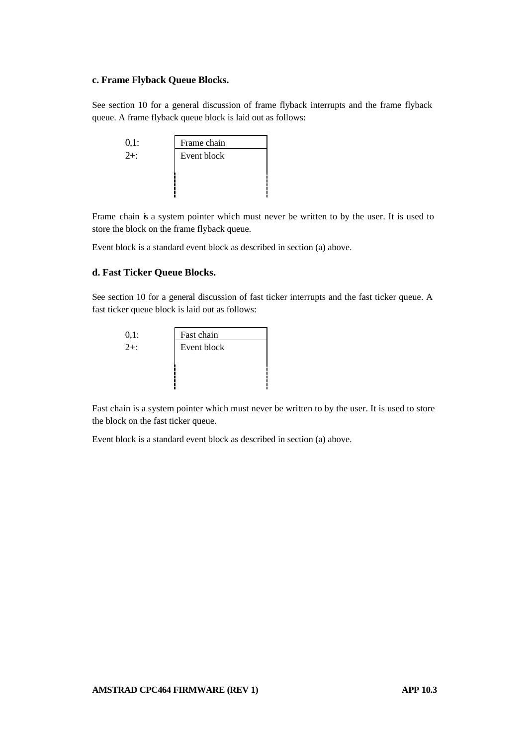### c. Frame Flyback Queue Blocks.

See section 10 for a general discussion of frame flyback interrupts and the frame flyback queue. A frame flyback queue block is laid out as follows:

| | |
|---|---|
| 0,1: | Frame chain |
| 2+: | Event block |

Frame chain is a system pointer which must never be written to by the user. It is used to store the block on the frame flyback queue.

Event block is a standard event block as described in section (a) above.

### d. Fast Ticker Queue Blocks.

See section 10 for a general discussion of fast ticker interrupts and the fast ticker queue. A fast ticker queue block is laid out as follows:

| | |
|---|---|
| 0,1: | Fast chain |
| 2+: | Event block |

Fast chain is a system pointer which must never be written to by the user. It is used to store the block on the fast ticker queue.

Event block is a standard event block as described in section (a) above.